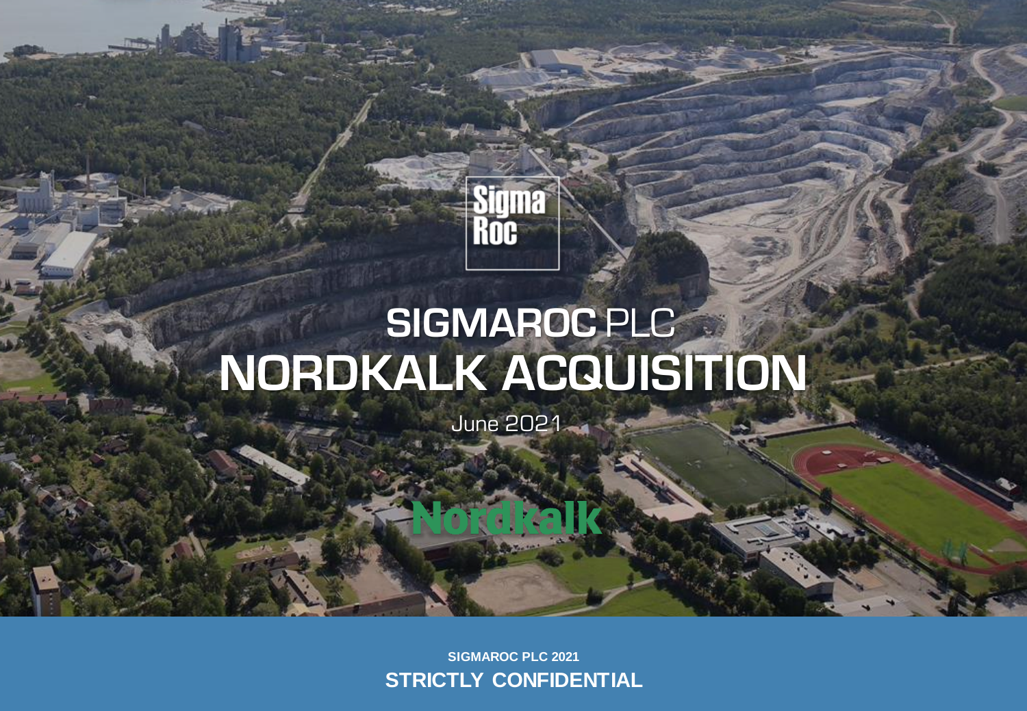Sigma Roc

# SIGMAROC PLC

# NORDKALK ACQUISITION

June 2021

Nordkalk

**SIGMAROC PLC 2021**

**STRICTLY CONFIDENTIAL**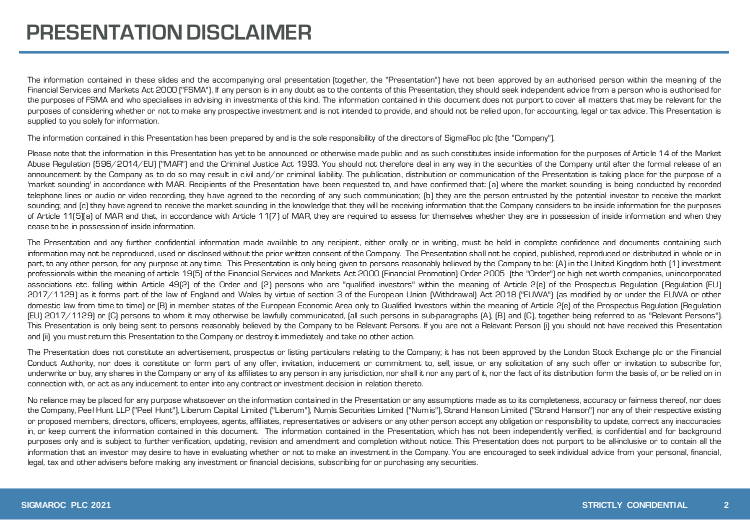# PRESENTATION DISCLAIMER

The information contained in these slides and the accompanying oral presentation (together, the "Presentation") have not been approved by an authorised person within the meaning of the Financial Services and Markets Act 2000 ("FSMA"). If any person is in any doubt as to the contents of this Presentation, they should seek independent advice from a person who is authorised for the purposes of FSMA and who specialises in advising in investments of this kind. The information contained in this document does not purport to cover all matters that may be relevant for the purposes of considering whether or not to make any prospective investment and is not intended to provide, and should not be relied upon, for accounting, legal or tax advice. This Presentation is supplied to you solely for information.

The information contained in this Presentation has been prepared by and is the sole responsibility of the directors of SigmaRoc plc (the "Company").

Please note that the information in this Presentation has yet to be announced or otherwise made public and as such constitutes inside information for the purposes of Article 14 of the Market Abuse Regulation (596/2014/EU) ("MAR") and the Criminal Justice Act 1993. You should not therefore deal in any way in the securities of the Company until after the formal release of an announcement by the Company as to do so may result in civil and/or criminal liability. The publication, distribution or communication of the Presentation is taking place for the purpose of a 'market sounding' in accordance with MAR. Recipients of the Presentation have been requested to, and have confirmed that: (a) where the market sounding is being conducted by recorded telephone lines or audio or video recording, they have agreed to the recording of any such communication; (b) they are the person entrusted by the potential investor to receive the market sounding; and (c) they have agreed to receive the market sounding in the knowledge that they will be receiving information that the Company considers to be inside information for the purposes of Article 11(5)(a) of MAR and that, in accordance with Article 11(7) of MAR, they are required to assess for themselves whether they are in possession of inside information and when they cease to be in possession of inside information.

The Presentation and any further confidential information made available to any recipient, either orally or in writing, must be held in complete confidence and documents containing such information may not be reproduced, used or disclosed without the prior written consent of the Company. The Presentation shall not be copied, published, reproduced or distributed in whole or in part, to any other person, for any purpose at any time. This Presentation is only being given to persons reasonably believed by the Company to be: (A) in the United Kingdom both (1) investment professionals within the meaning of article 19(5) of the Financial Services and Markets Act 2000 (Financial Promotion) Order 2005 (the "Order") or high net worth companies, unincorporated associations etc. falling within Article 49(2) of the Order and (2) persons who are "qualified investors" within the meaning of Article 2(e) of the Prospectus Regulation (Regulation (EU) 2017/1129) as it forms part of the law of England and Wales by virtue of section 3 of the European Union (Withdrawal) Act 2018 ("EUWA") (as modified by or under the EUWA or other domestic law from time to time) or (B) in member states of the European Economic Area only to Qualified Investors within the meaning of Article 2(e) of the Prospectus Regulation (Regulation (EU) 2017/1129) or (C) persons to whom it may otherwise be lawfully communicated, (all such persons in sub-paragraphs (A), (B) and (C), together being referred to as "Relevant Persons"). This Presentation is only being sent to persons reasonably believed by the Company to be Relevant Persons. If you are not a Relevant Person (i) you should not have received this Presentation and (ii) you must return this Presentation to the Company or destroy it immediately and take no other action.

The Presentation does not constitute an advertisement, prospectus or listing particulars relating to the Company; it has not been approved by the London Stock Exchange plc or the Financial Conduct Authority, nor does it constitute or form part of any offer, invitation, inducement or commitment to, sell, issue, or any solicitation of any such offer or invitation to subscribe for, underwrite or buy, any shares in the Company or any of its affiliates to any person in any jurisdiction, nor shall it nor any part of it, nor the fact of its distribution form the basis of, or be relied on in connection with, or act as any inducement to enter into any contract or investment decision in relation thereto.

No reliance may be placed for any purpose whatsoever on the information contained in the Presentation or any assumptions made as to its completeness, accuracy or fairness thereof, nor does the Company, Peel Hunt LLP ("Peel Hunt"), Liberum Capital Limited ("Liberum"), Numis Securities Limited ("Numis"), Strand Hanson Limited ("Strand Hanson") nor any of their respective existing or proposed members, directors, officers, employees, agents, affiliates, representatives or advisers or any other person accept any obligation or responsibility to update, correct any inaccuracies in, or keep current the information contained in this document. The information contained in the Presentation, which has not been independently verified, is confidential and for background purposes only and is subject to further verification, updating, revision and amendment and completion without notice. This Presentation does not purport to be all-inclusive or to contain all the information that an investor may desire to have in evaluating whether or not to make an investment in the Company. You are encouraged to seek individual advice from your personal, financial, legal, tax and other advisers before making any investment or financial decisions, subscribing for or purchasing any securities.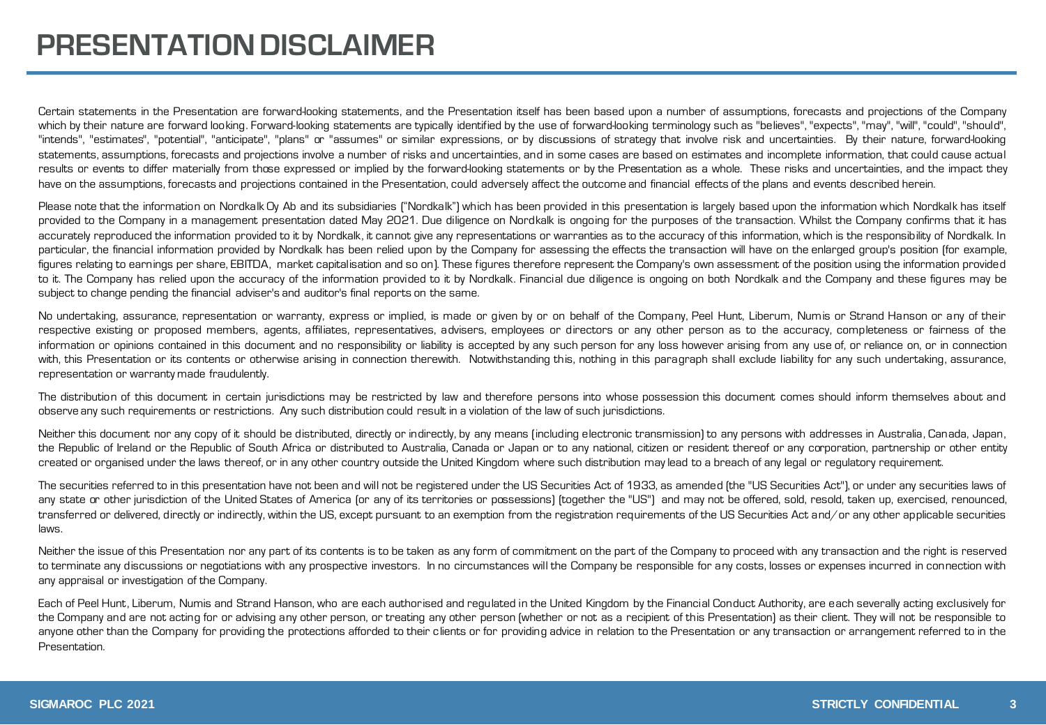# PRESENTATION DISCLAIMER

Certain statements in the Presentation are forward-looking statements, and the Presentation itself has been based upon a number of assumptions, forecasts and projections of the Company which by their nature are forward looking. Forward-looking statements are typically identified by the use of forward-looking terminology such as "believes", "expects", "may", "will", "could", "should", "intends", "estimates", "potential", "anticipate", "plans" or "assumes" or similar expressions, or by discussions of strategy that involve risk and uncertainties. By their nature, forward-looking statements, assumptions, forecasts and projections involve a number of risks and uncertainties, and in some cases are based on estimates and incomplete information, that could cause actual results or events to differ materially from those expressed or implied by the forward-looking statements or by the Presentation as a whole. These risks and uncertainties, and the impact they have on the assumptions, forecasts and projections contained in the Presentation, could adversely affect the outcome and financial effects of the plans and events described herein.

Please note that the information on Nordkalk Oy Ab and its subsidiaries ("Nordkalk") which has been provided in this presentation is largely based upon the information which Nordkalk has itself provided to the Company in a management presentation dated May 2021. Due diligence on Nordkalk is ongoing for the purposes of the transaction. Whilst the Company confirms that it has accurately reproduced the information provided to it by Nordkalk, it cannot give any representations or warranties as to the accuracy of this information, which is the responsibility of Nordkalk. In particular, the financial information provided by Nordkalk has been relied upon by the Company for assessing the effects the transaction will have on the enlarged group's position (for example, figures relating to earnings per share, EBITDA, market capitalisation and so on). These figures therefore represent the Company's own assessment of the position using the information provided to it. The Company has relied upon the accuracy of the information provided to it by Nordkalk. Financial due diligence is ongoing on both Nordkalk and the Company and these figures may be subject to change pending the financial adviser's and auditor's final reports on the same.

No undertaking, assurance, representation or warranty, express or implied, is made or given by or on behalf of the Company, Peel Hunt, Liberum, Numis or Strand Hanson or any of their respective existing or proposed members, agents, affiliates, representatives, advisers, employees or directors or any other person as to the accuracy, completeness or fairness of the information or opinions contained in this document and no responsibility or liability is accepted by any such person for any loss however arising from any use of, or reliance on, or in connection with, this Presentation or its contents or otherwise arising in connection therewith. Notwithstanding this, nothing in this paragraph shall exclude liability for any such undertaking, assurance, representation or warranty made fraudulently.

The distribution of this document in certain jurisdictions may be restricted by law and therefore persons into whose possession this document comes should inform themselves about and observe any such requirements or restrictions. Any such distribution could result in a violation of the law of such jurisdictions.

Neither this document nor any copy of it should be distributed, directly or indirectly, by any means (including electronic transmission) to any persons with addresses in Australia, Canada, Japan, the Republic of Ireland or the Republic of South Africa or distributed to Australia, Canada or Japan or to any national, citizen or resident thereof or any corporation, partnership or other entity created or organised under the laws thereof, or in any other country outside the United Kingdom where such distribution may lead to a breach of any legal or regulatory requirement.

The securities referred to in this presentation have not been and will not be registered under the US Securities Act of 1933, as amended (the "US Securities Act"), or under any securities laws of any state or other jurisdiction of the United States of America (or any of its territories or possessions) (together the "US") and may not be offered, sold, resold, taken up, exercised, renounced, transferred or delivered, directly or indirectly, within the US, except pursuant to an exemption from the registration requirements of the US Securities Act and/or any other applicable securities laws.

Neither the issue of this Presentation nor any part of its contents is to be taken as any form of commitment on the part of the Company to proceed with any transaction and the right is reserved to terminate any discussions or negotiations with any prospective investors. In no circumstances will the Company be responsible for any costs, losses or expenses incurred in connection with any appraisal or investigation of the Company.

Each of Peel Hunt, Liberum, Numis and Strand Hanson, who are each authorised and regulated in the United Kingdom by the Financial Conduct Authority, are each severally acting exclusively for the Company and are not acting for or advising any other person, or treating any other person (whether or not as a recipient of this Presentation) as their client. They will not be responsible to anyone other than the Company for providing the protections afforded to their clients or for providing advice in relation to the Presentation or any transaction or arrangement referred to in the Presentation.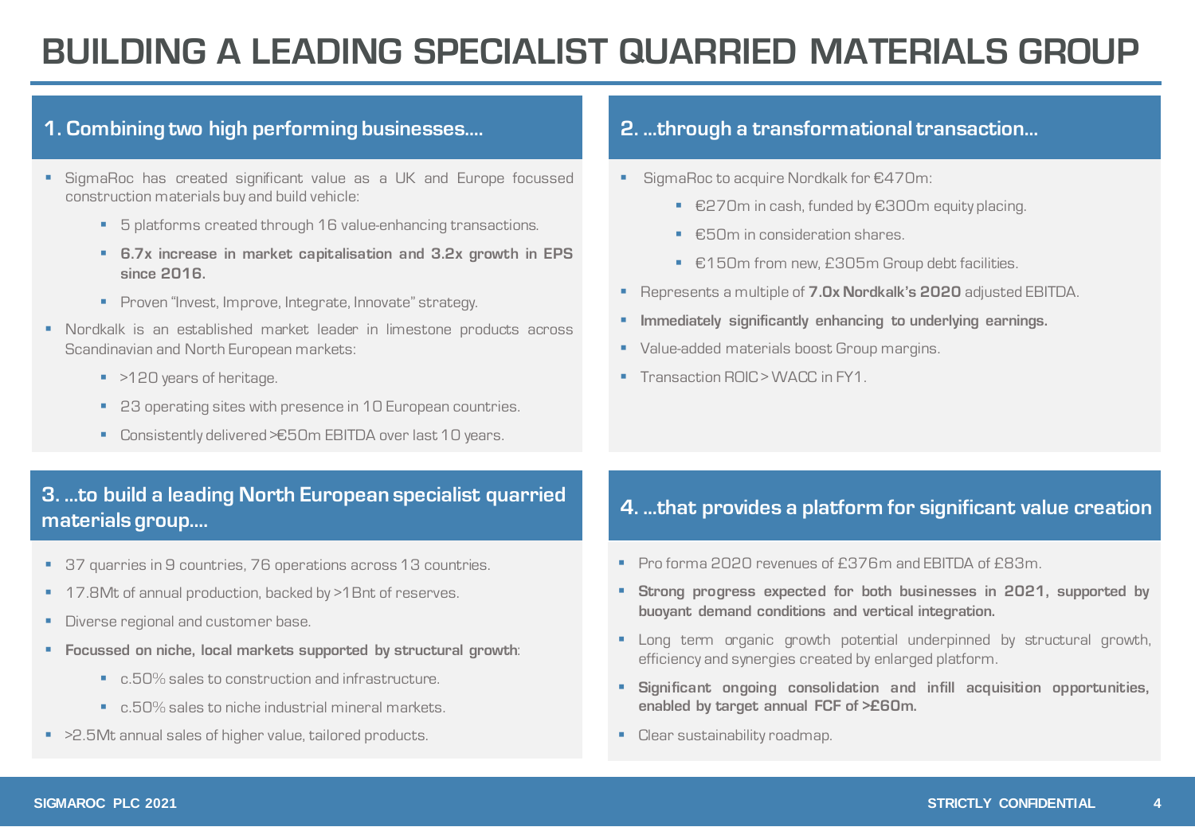# BUILDING A LEADING SPECIALIST QUARRIED MATERIALS GROUP

## 1. Combining two high performing businesses....

- SigmaRoc has created significant value as a UK and Europe focussed construction materials buy and build vehicle:
  - 5 platforms created through 16 value-enhancing transactions.
  - **6.7x increase in market capitalisation and 3.2x growth in EPS since 2016.**
  - Proven "Invest, Improve, Integrate, Innovate" strategy.
- Nordkalk is an established market leader in limestone products across Scandinavian and North European markets:
  - >120 years of heritage.
  - 23 operating sites with presence in 10 European countries.
  - Consistently delivered >€50m EBITDA over last 10 years.

## 2. ...through a transformational transaction...

- SigmaRoc to acquire Nordkalk for €470m:
  - €270m in cash, funded by €300m equity placing.
  - €50m in consideration shares.
  - €150m from new, £305m Group debt facilities.
- Represents a multiple of **7.0x Nordkalk's 2020** adjusted EBITDA.
- **Immediately significantly enhancing to underlying earnings.**
- Value-added materials boost Group margins.
- Transaction ROIC > WACC in FY1.

## 3. ...to build a leading North European specialist quarried materials group....

- 37 quarries in 9 countries, 76 operations across 13 countries.
- 17.8Mt of annual production, backed by >1Bnt of reserves.
- Diverse regional and customer base.
- **Focussed on niche, local markets supported by structural growth**:
  - c.50% sales to construction and infrastructure.
  - c.50% sales to niche industrial mineral markets.
- >2.5Mt annual sales of higher value, tailored products.

## 4. ...that provides a platform for significant value creation

- Pro forma 2020 revenues of £376m and EBITDA of £83m.
- **Strong progress expected for both businesses in 2021, supported by buoyant demand conditions and vertical integration.**
- Long term organic growth potential underpinned by structural growth, efficiency and synergies created by enlarged platform.
- **Significant ongoing consolidation and infill acquisition opportunities, enabled by target annual FCF of >£60m.**
- Clear sustainability roadmap.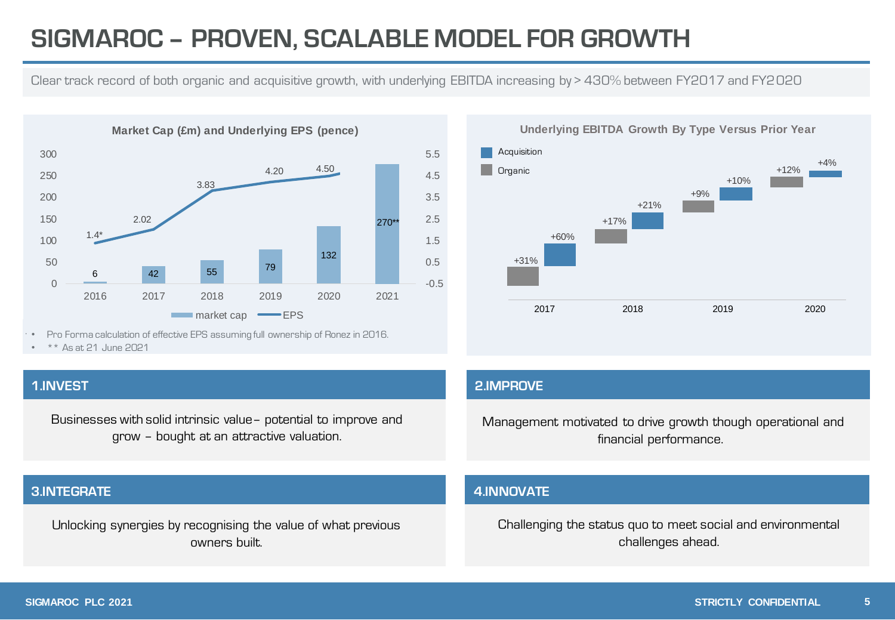# SIGMAROC – PROVEN, SCALABLE MODEL FOR GROWTH

Clear track record of both organic and acquisitive growth, with underlying EBITDA increasing by > 430% between FY2017 and FY2020

**Market Cap (£m) and Underlying EPS (pence)**

| Year | market cap | EPS |
|---|---|---|
| 2016 | 6 | 1.4* |
| 2017 | 42 | 2.02 |
| 2018 | 55 | 3.83 |
| 2019 | 79 | 4.20 |
| 2020 | 132 | 4.50 |
| 2021 | 270** | |

- Pro Forma calculation of effective EPS assuming full ownership of Ronez in 2016.
- ** As at 21 June 2021

**Underlying EBITDA Growth By Type Versus Prior Year**

| Year | Organic | Acquisition |
|---|---|---|
| 2017 | +31% | +60% |
| 2018 | +17% | +21% |
| 2019 | +9% | +10% |
| 2020 | +12% | +4% |

## 1.INVEST

Businesses with solid intrinsic value – potential to improve and grow – bought at an attractive valuation.

## 2.IMPROVE

Management motivated to drive growth though operational and financial performance.

## 3.INTEGRATE

Unlocking synergies by recognising the value of what previous owners built.

## 4.INNOVATE

Challenging the status quo to meet social and environmental challenges ahead.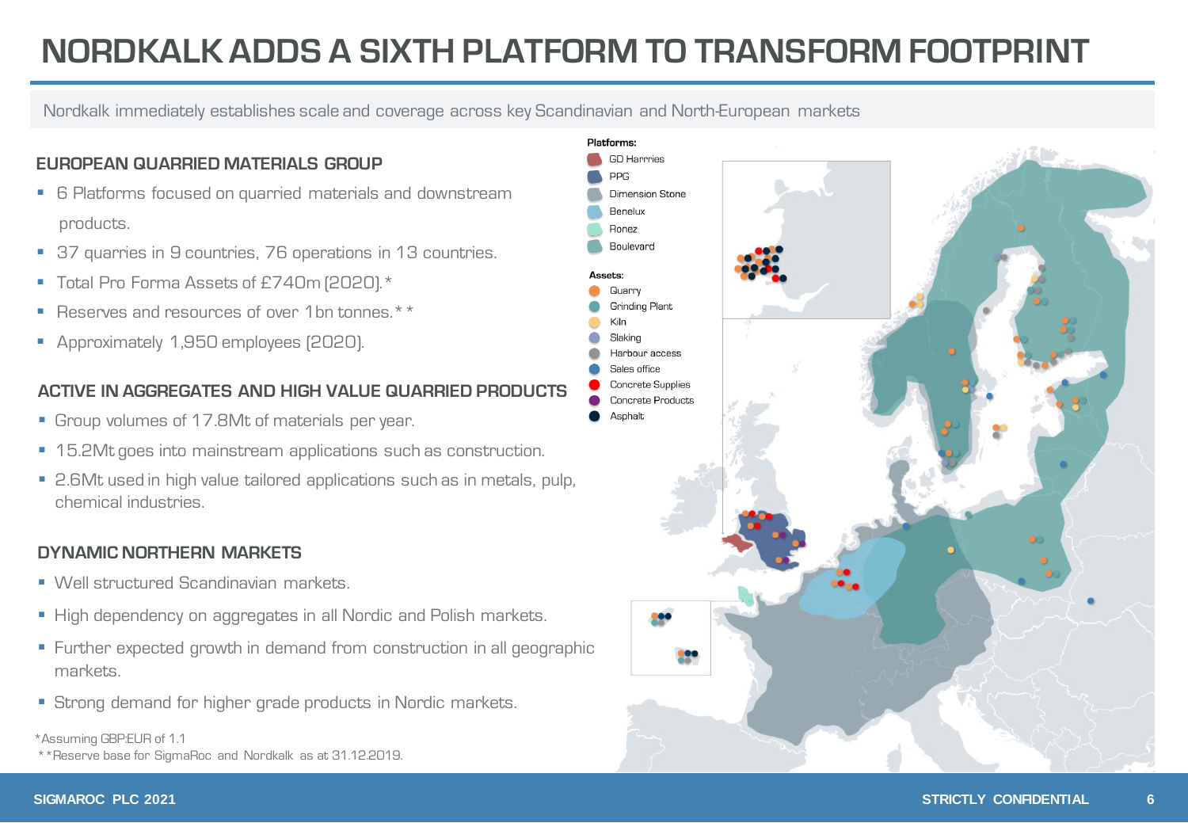# NORDKALK ADDS A SIXTH PLATFORM TO TRANSFORM FOOTPRINT

Nordkalk immediately establishes scale and coverage across key Scandinavian and North-European markets

## EUROPEAN QUARRIED MATERIALS GROUP

- 6 Platforms focused on quarried materials and downstream products.
- 37 quarries in 9 countries, 76 operations in 13 countries.
- Total Pro Forma Assets of £740m (2020).*
- Reserves and resources of over 1bn tonnes.**
- Approximately 1,950 employees (2020).

## ACTIVE IN AGGREGATES AND HIGH VALUE QUARRIED PRODUCTS

- Group volumes of 17.8Mt of materials per year.
- 15.2Mt goes into mainstream applications such as construction.
- 2.6Mt used in high value tailored applications such as in metals, pulp, chemical industries.

## DYNAMIC NORTHERN MARKETS

- Well structured Scandinavian markets.
- High dependency on aggregates in all Nordic and Polish markets.
- Further expected growth in demand from construction in all geographic markets.
- Strong demand for higher grade products in Nordic markets.

**Platforms:**
- GD Harries
- PPG
- Dimension Stone
- Benelux
- Ronez
- Boulevard

**Assets:**
- Quarry
- Grinding Plant
- Kiln
- Slaking
- Harbour access
- Sales office
- Concrete Supplies
- Concrete Products
- Asphalt

*Assuming GBP:EUR of 1.1

**Reserve base for SigmaRoc and Nordkalk as at 31.12.2019.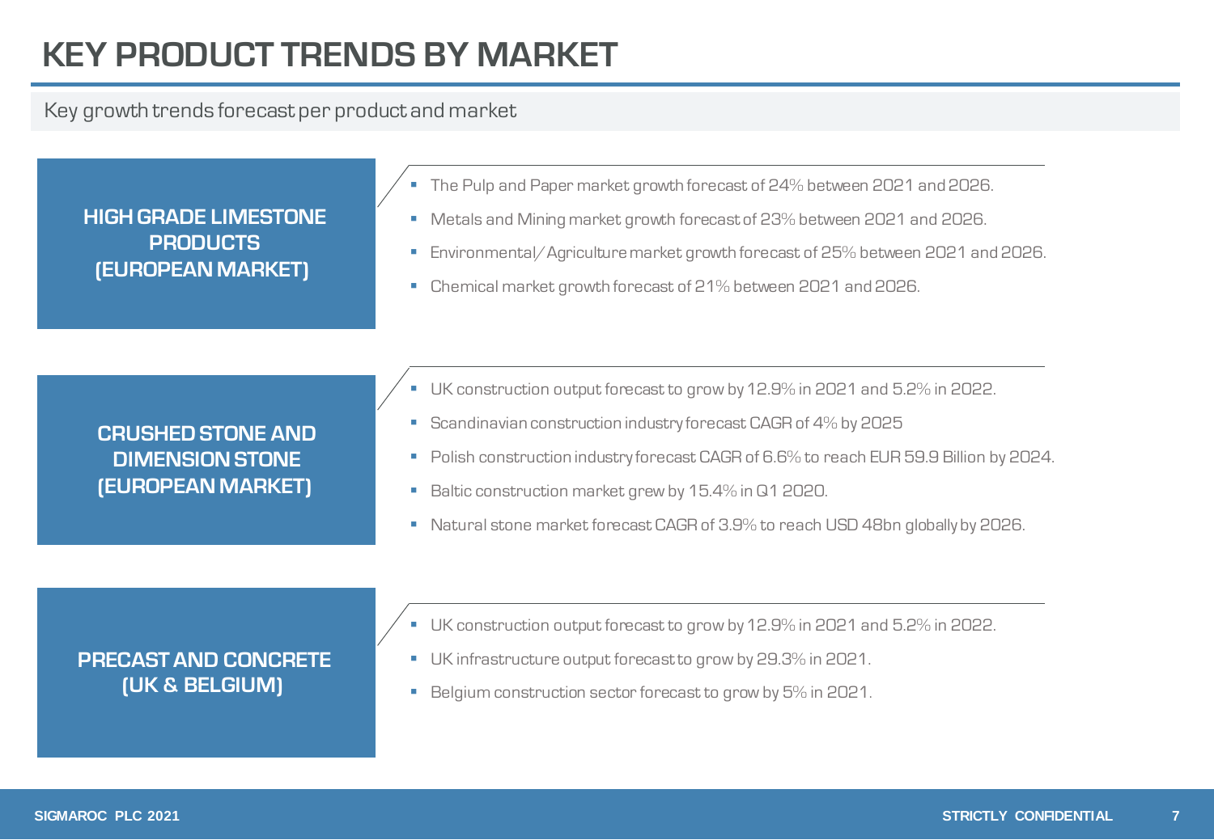# KEY PRODUCT TRENDS BY MARKET

Key growth trends forecast per product and market

## HIGH GRADE LIMESTONE PRODUCTS (EUROPEAN MARKET)

- The Pulp and Paper market growth forecast of 24% between 2021 and 2026.
- Metals and Mining market growth forecast of 23% between 2021 and 2026.
- Environmental/Agriculture market growth forecast of 25% between 2021 and 2026.
- Chemical market growth forecast of 21% between 2021 and 2026.

## CRUSHED STONE AND DIMENSION STONE (EUROPEAN MARKET)

- UK construction output forecast to grow by 12.9% in 2021 and 5.2% in 2022.
- Scandinavian construction industry forecast CAGR of 4% by 2025
- Polish construction industry forecast CAGR of 6.6% to reach EUR 59.9 Billion by 2024.
- Baltic construction market grew by 15.4% in Q1 2020.
- Natural stone market forecast CAGR of 3.9% to reach USD 48bn globally by 2026.

## PRECAST AND CONCRETE (UK & BELGIUM)

- UK construction output forecast to grow by 12.9% in 2021 and 5.2% in 2022.
- UK infrastructure output forecast to grow by 29.3% in 2021.
- Belgium construction sector forecast to grow by 5% in 2021.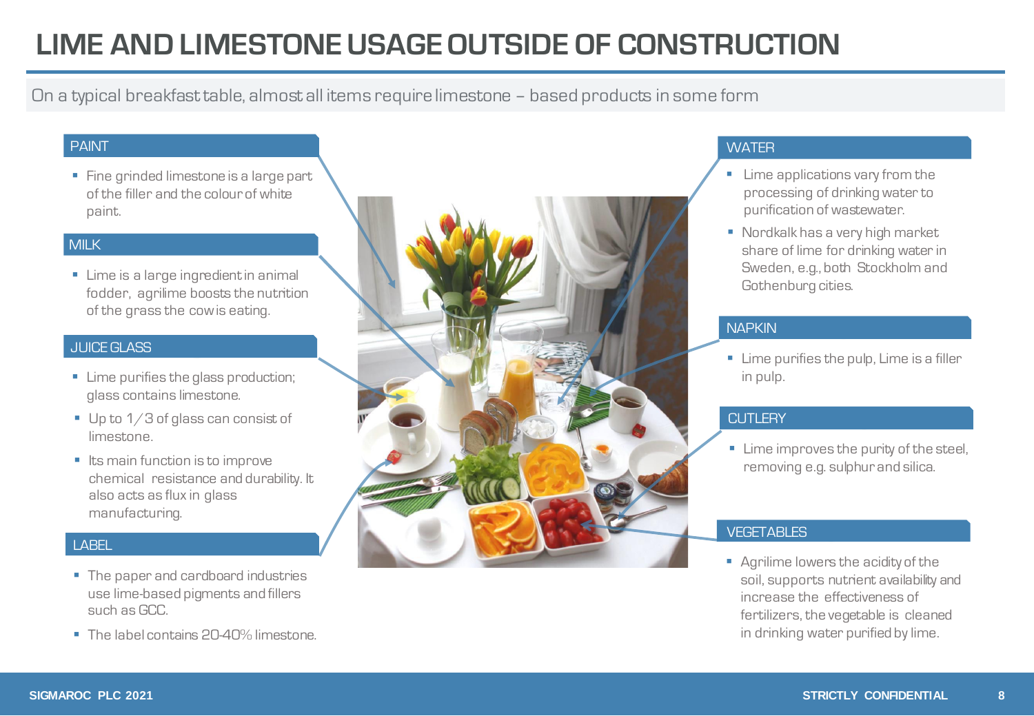# LIME AND LIMESTONE USAGE OUTSIDE OF CONSTRUCTION

On a typical breakfast table, almost all items require limestone – based products in some form

## PAINT

- Fine grinded limestone is a large part of the filler and the colour of white paint.

## MILK

- Lime is a large ingredient in animal fodder, agrilime boosts the nutrition of the grass the cow is eating.

## JUICE GLASS

- Lime purifies the glass production; glass contains limestone.
- Up to 1/3 of glass can consist of limestone.
- Its main function is to improve chemical resistance and durability. It also acts as flux in glass manufacturing.

## LABEL

- The paper and cardboard industries use lime-based pigments and fillers such as GCC.
- The label contains 20-40% limestone.

## WATER

- Lime applications vary from the processing of drinking water to purification of wastewater.
- Nordkalk has a very high market share of lime for drinking water in Sweden, e.g., both Stockholm and Gothenburg cities.

## NAPKIN

- Lime purifies the pulp, Lime is a filler in pulp.

## CUTLERY

- Lime improves the purity of the steel, removing e.g. sulphur and silica.

## VEGETABLES

- Agrilime lowers the acidity of the soil, supports nutrient availability and increase the effectiveness of fertilizers, the vegetable is cleaned in drinking water purified by lime.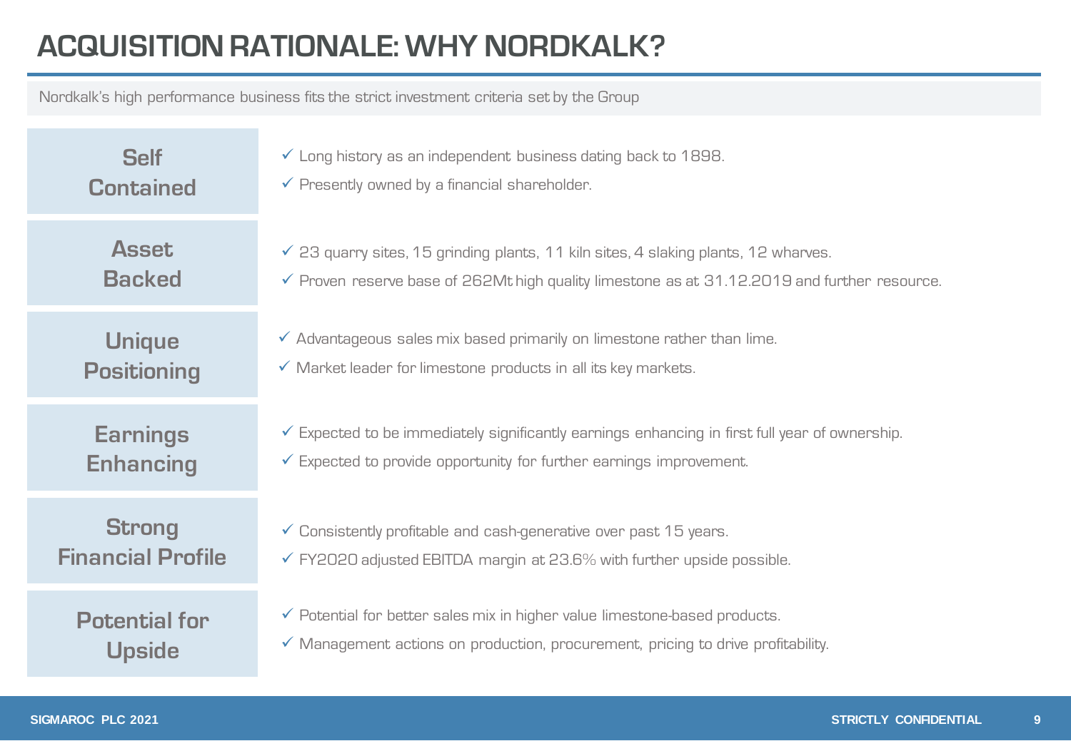# ACQUISITION RATIONALE: WHY NORDKALK?

Nordkalk's high performance business fits the strict investment criteria set by the Group

| | |
|---|---|
| **Self Contained** | ✓ Long history as an independent business dating back to 1898.<br>✓ Presently owned by a financial shareholder. |
| **Asset Backed** | ✓ 23 quarry sites, 15 grinding plants, 11 kiln sites, 4 slaking plants, 12 wharves.<br>✓ Proven reserve base of 262Mt high quality limestone as at 31.12.2019 and further resource. |
| **Unique Positioning** | ✓ Advantageous sales mix based primarily on limestone rather than lime.<br>✓ Market leader for limestone products in all its key markets. |
| **Earnings Enhancing** | ✓ Expected to be immediately significantly earnings enhancing in first full year of ownership.<br>✓ Expected to provide opportunity for further earnings improvement. |
| **Strong Financial Profile** | ✓ Consistently profitable and cash-generative over past 15 years.<br>✓ FY2020 adjusted EBITDA margin at 23.6% with further upside possible. |
| **Potential for Upside** | ✓ Potential for better sales mix in higher value limestone-based products.<br>✓ Management actions on production, procurement, pricing to drive profitability. |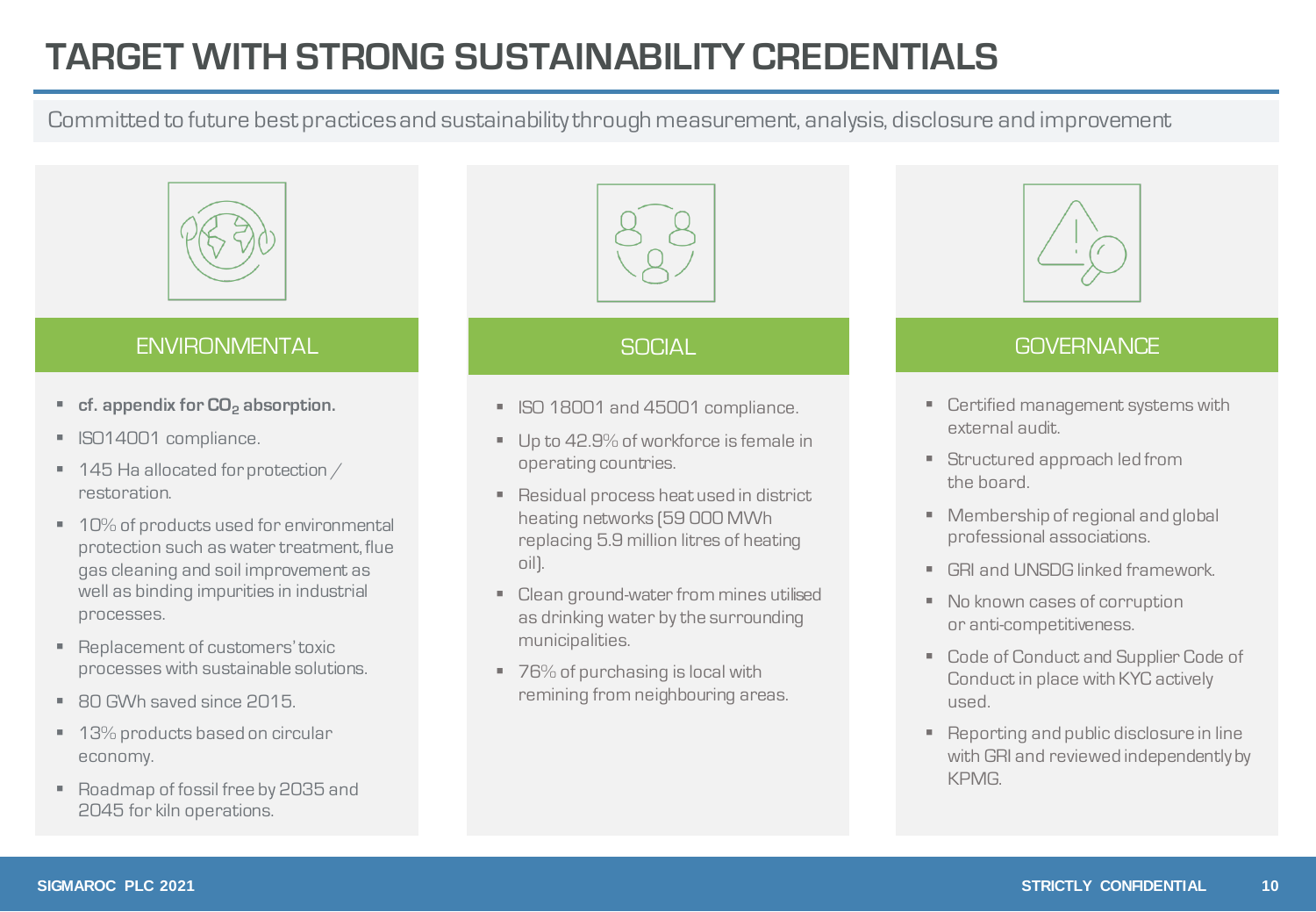# TARGET WITH STRONG SUSTAINABILITY CREDENTIALS

Committed to future best practices and sustainability through measurement, analysis, disclosure and improvement

## ENVIRONMENTAL

- **cf. appendix for $CO_2$ absorption.**
- ISO14001 compliance.
- 145 Ha allocated for protection / restoration.
- 10% of products used for environmental protection such as water treatment, flue gas cleaning and soil improvement as well as binding impurities in industrial processes.
- Replacement of customers' toxic processes with sustainable solutions.
- 80 GWh saved since 2015.
- 13% products based on circular economy.
- Roadmap of fossil free by 2035 and 2045 for kiln operations.

## SOCIAL

- ISO 18001 and 45001 compliance.
- Up to 42.9% of workforce is female in operating countries.
- Residual process heat used in district heating networks (59 000 MWh replacing 5.9 million litres of heating oil).
- Clean ground-water from mines utilised as drinking water by the surrounding municipalities.
- 76% of purchasing is local with remining from neighbouring areas.

## GOVERNANCE

- Certified management systems with external audit.
- Structured approach led from the board.
- Membership of regional and global professional associations.
- GRI and UNSDG linked framework.
- No known cases of corruption or anti-competitiveness.
- Code of Conduct and Supplier Code of Conduct in place with KYC actively used.
- Reporting and public disclosure in line with GRI and reviewed independently by KPMG.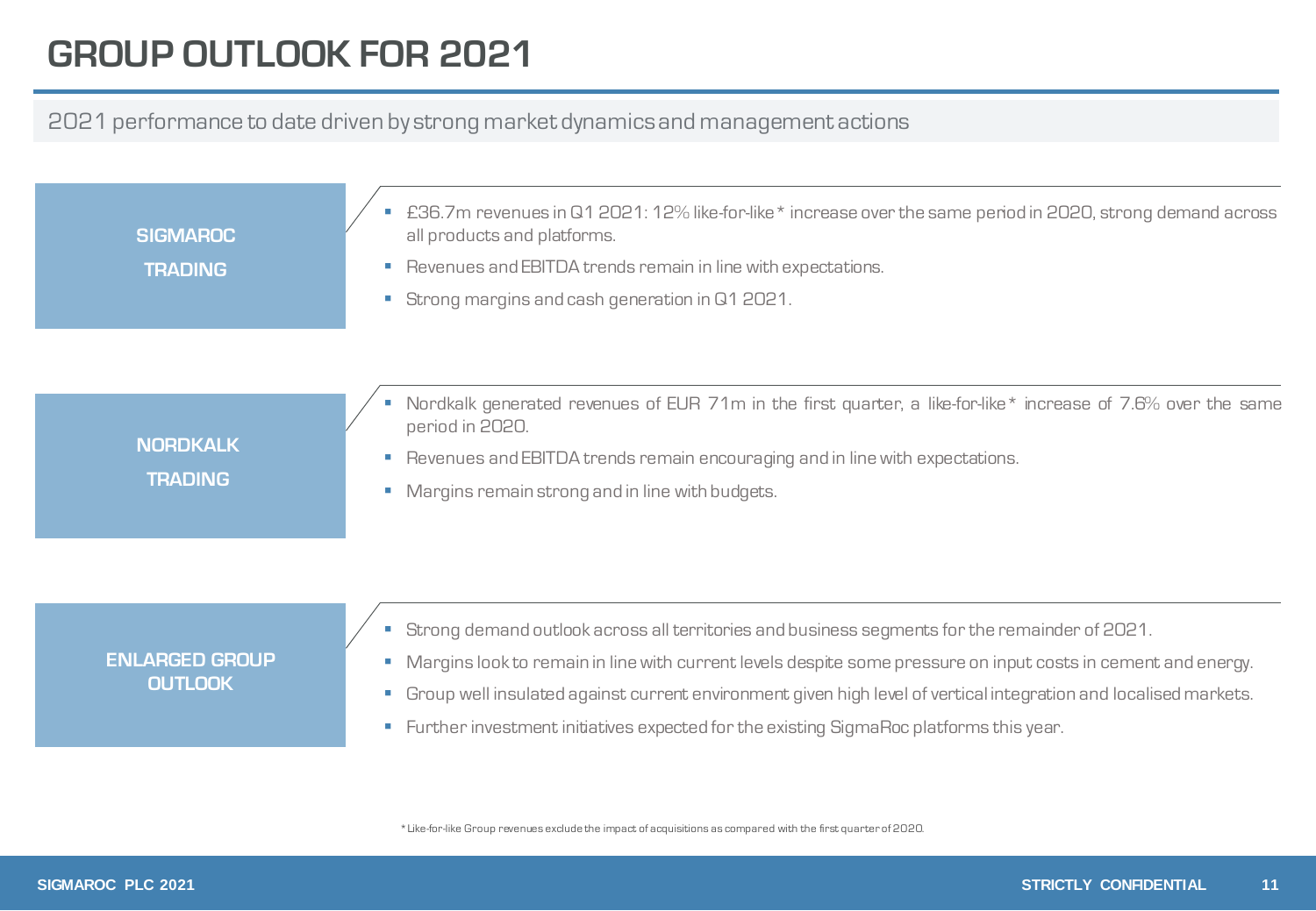# GROUP OUTLOOK FOR 2021

2021 performance to date driven by strong market dynamics and management actions

## SIGMAROC TRADING

- £36.7m revenues in Q1 2021: 12% like-for-like* increase over the same period in 2020, strong demand across all products and platforms.
- Revenues and EBITDA trends remain in line with expectations.
- Strong margins and cash generation in Q1 2021.

## NORDKALK TRADING

- Nordkalk generated revenues of EUR 71m in the first quarter, a like-for-like* increase of 7.6% over the same period in 2020.
- Revenues and EBITDA trends remain encouraging and in line with expectations.
- Margins remain strong and in line with budgets.

## ENLARGED GROUP OUTLOOK

- Strong demand outlook across all territories and business segments for the remainder of 2021.
- Margins look to remain in line with current levels despite some pressure on input costs in cement and energy.
- Group well insulated against current environment given high level of vertical integration and localised markets.
- Further investment initiatives expected for the existing SigmaRoc platforms this year.

* Like-for-like Group revenues exclude the impact of acquisitions as compared with the first quarter of 2020.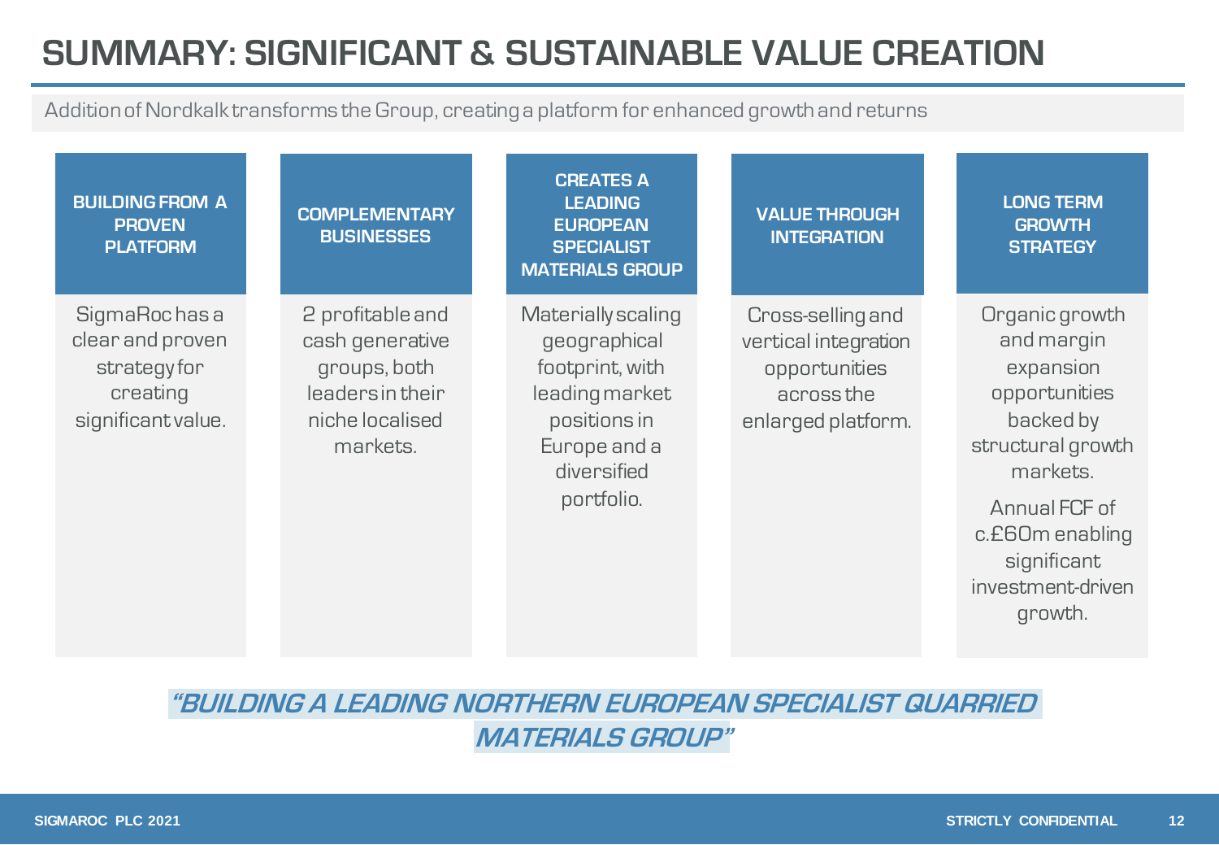# SUMMARY: SIGNIFICANT & SUSTAINABLE VALUE CREATION

Addition of Nordkalk transforms the Group, creating a platform for enhanced growth and returns

### BUILDING FROM A PROVEN PLATFORM

SigmaRoc has a clear and proven strategy for creating significant value.

### COMPLEMENTARY BUSINESSES

2 profitable and cash generative groups, both leaders in their niche localised markets.

### CREATES A LEADING EUROPEAN SPECIALIST MATERIALS GROUP

Materially scaling geographical footprint, with leading market positions in Europe and a diversified portfolio.

### VALUE THROUGH INTEGRATION

Cross-selling and vertical integration opportunities across the enlarged platform.

### LONG TERM GROWTH STRATEGY

Organic growth and margin expansion opportunities backed by structural growth markets.

Annual FCF of c.£60m enabling significant investment-driven growth.

***"BUILDING A LEADING NORTHERN EUROPEAN SPECIALIST QUARRIED MATERIALS GROUP"***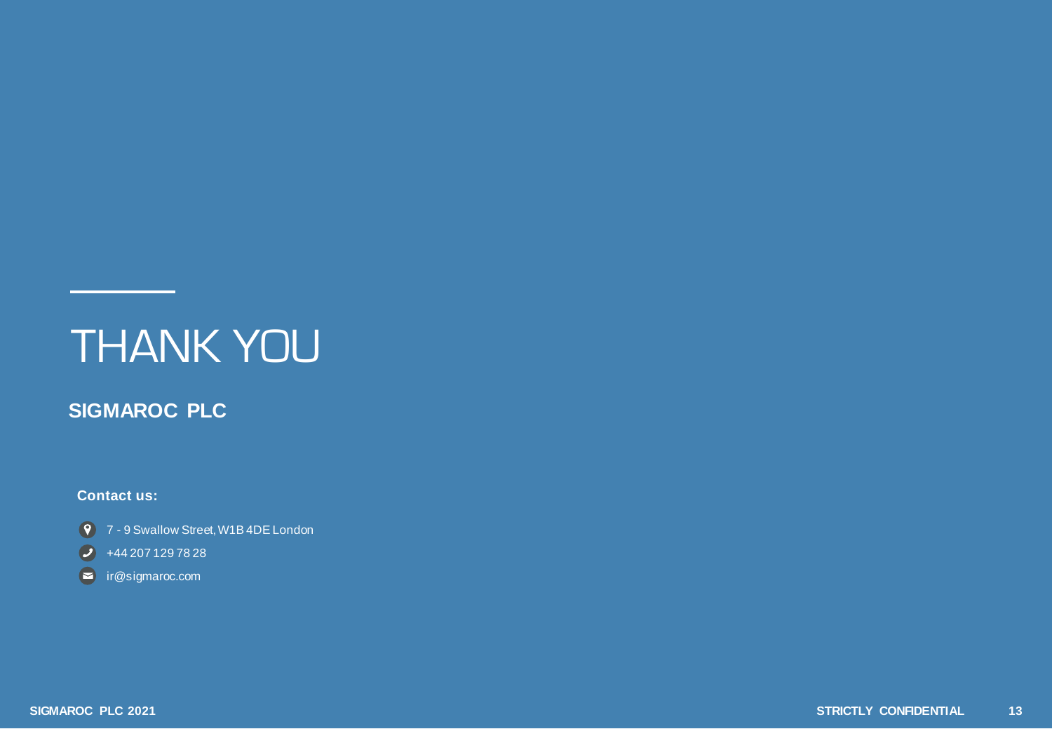# THANK YOU

## SIGMAROC PLC

**Contact us:**

- 7 - 9 Swallow Street, W1B 4DE London
- +44 207 129 78 28
- ir@sigmaroc.com